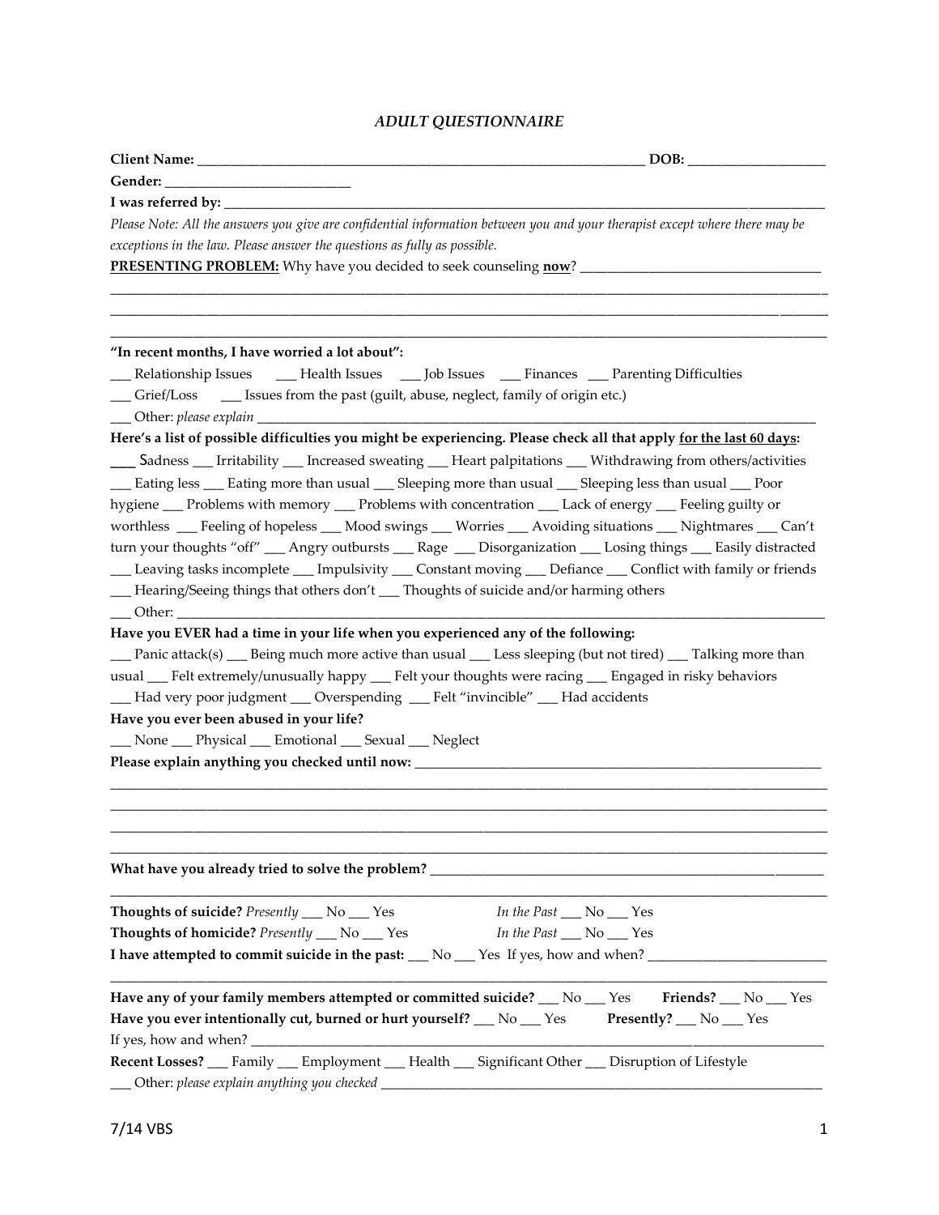# *ADULT QUESTIONNAIRE*

**Client Name:** ______________________________________________________________ **DOB:** ___________________

**Gender:** _________________________

**I was referred by:** ______________________________________________________________________________________

*Please Note: All the answers you give are confidential information between you and your therapist except where there may be exceptions in the law. Please answer the questions as fully as possible.*

**PRESENTING PROBLEM:** Why have you decided to seek counseling **now**? __________________________________

_____________________________________________________________________________________________________

_____________________________________________________________________________________________________

_____________________________________________________________________________________________________

**"In recent months, I have worried a lot about":**

___ Relationship Issues ___ Health Issues ___ Job Issues ___ Finances ___ Parenting Difficulties

___ Grief/Loss ___ Issues from the past (guilt, abuse, neglect, family of origin etc.)

___ Other: *please explain* ___________________________________________________________________________

**Here's a list of possible difficulties you might be experiencing. Please check all that apply for the last 60 days:**

___ Sadness ___ Irritability ___ Increased sweating ___ Heart palpitations ___ Withdrawing from others/activities ___ Eating less ___ Eating more than usual ___ Sleeping more than usual ___ Sleeping less than usual ___ Poor hygiene ___ Problems with memory ___ Problems with concentration ___ Lack of energy ___ Feeling guilty or worthless ___ Feeling of hopeless ___ Mood swings ___ Worries ___ Avoiding situations ___ Nightmares ___ Can't turn your thoughts "off" ___ Angry outbursts ___ Rage ___ Disorganization ___ Losing things ___ Easily distracted ___ Leaving tasks incomplete ___ Impulsivity ___ Constant moving ___ Defiance ___ Conflict with family or friends ___ Hearing/Seeing things that others don't ___ Thoughts of suicide and/or harming others

___ Other: _______________________________________________________________________________________

**Have you EVER had a time in your life when you experienced any of the following:**

___ Panic attack(s) ___ Being much more active than usual ___ Less sleeping (but not tired) ___ Talking more than usual ___ Felt extremely/unusually happy ___ Felt your thoughts were racing ___ Engaged in risky behaviors ___ Had very poor judgment ___ Overspending ___ Felt "invincible" ___ Had accidents

**Have you ever been abused in your life?**

___ None ___ Physical ___ Emotional ___ Sexual ___ Neglect

**Please explain anything you checked until now:** ___________________________________________________________

_____________________________________________________________________________________________________

_____________________________________________________________________________________________________

_____________________________________________________________________________________________________

_____________________________________________________________________________________________________

**What have you already tried to solve the problem?** _________________________________________________________

_____________________________________________________________________________________________________

**Thoughts of suicide?** *Presently* ___ No ___ Yes *In the Past* ___ No ___ Yes

**Thoughts of homicide?** *Presently* ___ No ___ Yes *In the Past* ___ No ___ Yes

**I have attempted to commit suicide in the past:** ___ No ___ Yes If yes, how and when? ________________________

_____________________________________________________________________________________________________

**Have any of your family members attempted or committed suicide?** ___ No ___ Yes **Friends?** ___ No ___ Yes

**Have you ever intentionally cut, burned or hurt yourself?** ___ No ___ Yes **Presently?** ___ No ___ Yes

If yes, how and when? ______________________________________________________________________________

**Recent Losses?** ___ Family ___ Employment ___ Health ___ Significant Other ___ Disruption of Lifestyle

___ Other: *please explain anything you checked* ___________________________________________________________

7/14 VBS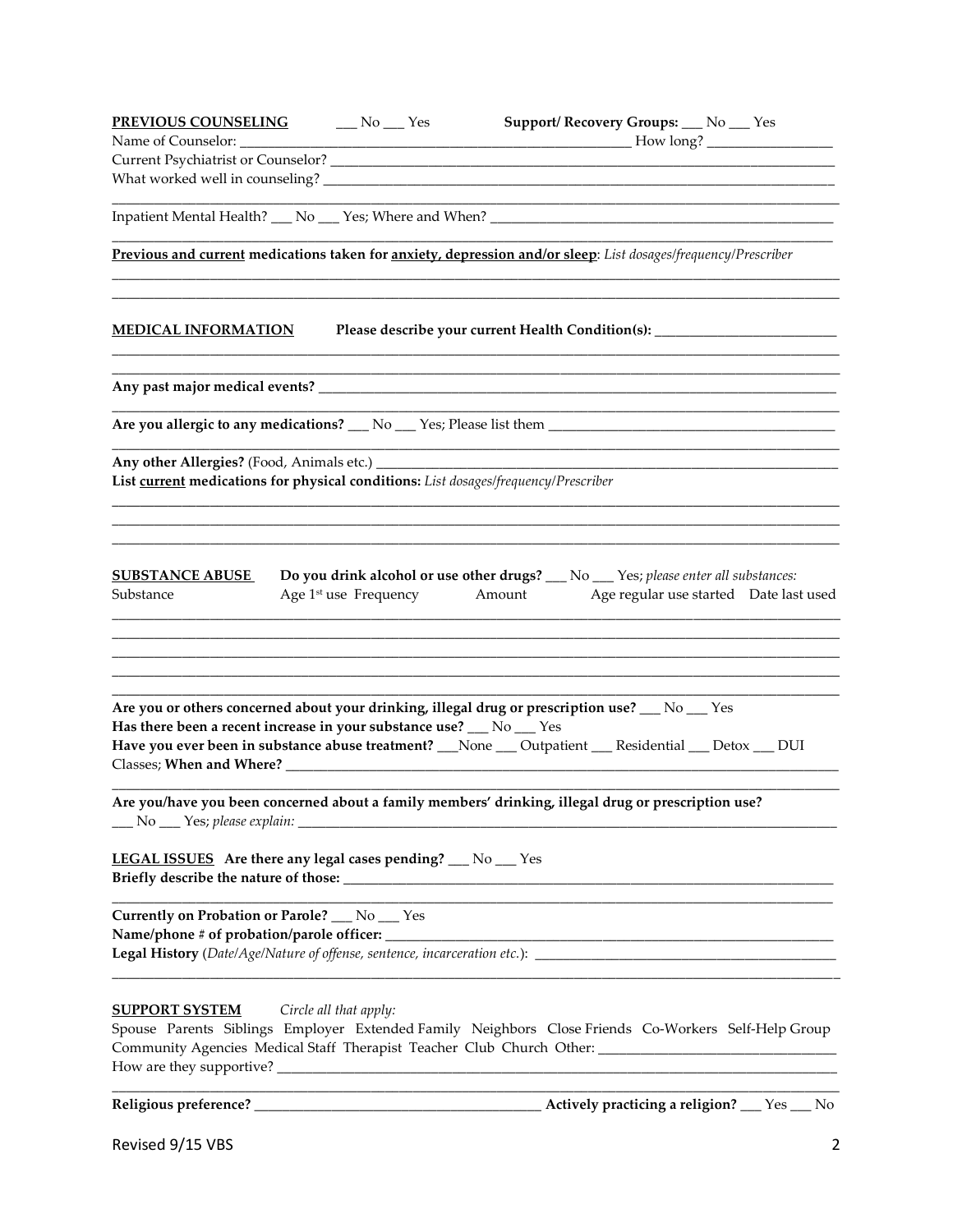**PREVIOUS COUNSELING** ___ No ___ Yes **Support/ Recovery Groups:** ___ No ___ Yes

Name of Counselor: ________________________________________________ How long? ________________

Current Psychiatrist or Counselor? ____________________________________________________________________

What worked well in counseling? ______________________________________________________________________

_____________________________________________________________________________________________

Inpatient Mental Health? ___ No ___ Yes; Where and When? _____________________________________________

_____________________________________________________________________________________________

**Previous and current medications taken for anxiety, depression and/or sleep**: *List dosages/frequency/Prescriber*

_____________________________________________________________________________________________

_____________________________________________________________________________________________

**MEDICAL INFORMATION** **Please describe your current Health Condition(s):** _________________________

_____________________________________________________________________________________________

_____________________________________________________________________________________________

**Any past major medical events?** ____________________________________________________________________

_____________________________________________________________________________________________

**Are you allergic to any medications?** ___ No ___ Yes; Please list them ______________________________________

_____________________________________________________________________________________________

**Any other Allergies?** (Food, Animals etc.) ______________________________________________________________

**List current medications for physical conditions:** *List dosages/frequency/Prescriber*

_____________________________________________________________________________________________

_____________________________________________________________________________________________

_____________________________________________________________________________________________

**SUBSTANCE ABUSE** **Do you drink alcohol or use other drugs?** ___ No ___ Yes; *please enter all substances:*

| Substance | Age 1st use | Frequency | Amount | Age regular use started | Date last used |
|---|---|---|---|---|---|
| | | | | | |
| | | | | | |
| | | | | | |
| | | | | | |
| | | | | | |

**Are you or others concerned about your drinking, illegal drug or prescription use?** ___ No ___ Yes

**Has there been a recent increase in your substance use?** ___ No ___ Yes

**Have you ever been in substance abuse treatment?** ___None ___ Outpatient ___ Residential ___ Detox ___ DUI Classes; **When and Where?** _______________________________________________________________

_____________________________________________________________________________________________

**Are you/have you been concerned about a family members' drinking, illegal drug or prescription use?**

___ No ___ Yes; *please explain:* ______________________________________________________________________

**LEGAL ISSUES** **Are there any legal cases pending?** ___ No ___ Yes

**Briefly describe the nature of those:** __________________________________________________________________

_____________________________________________________________________________________________

**Currently on Probation or Parole?** ___ No ___ Yes

**Name/phone # of probation/parole officer:** ______________________________________________________

**Legal History** (*Date/Age/Nature of offense, sentence, incarceration etc.*): ________________________________

_____________________________________________________________________________________________

**SUPPORT SYSTEM** *Circle all that apply:*

Spouse Parents Siblings Employer Extended Family Neighbors Close Friends Co-Workers Self-Help Group Community Agencies Medical Staff Therapist Teacher Club Church Other: ___________________________

How are they supportive? ____________________________________________________________________________

_____________________________________________________________________________________________

**Religious preference?** ____________________________________ **Actively practicing a religion?** ___ Yes ___ No

Revised 9/15 VBS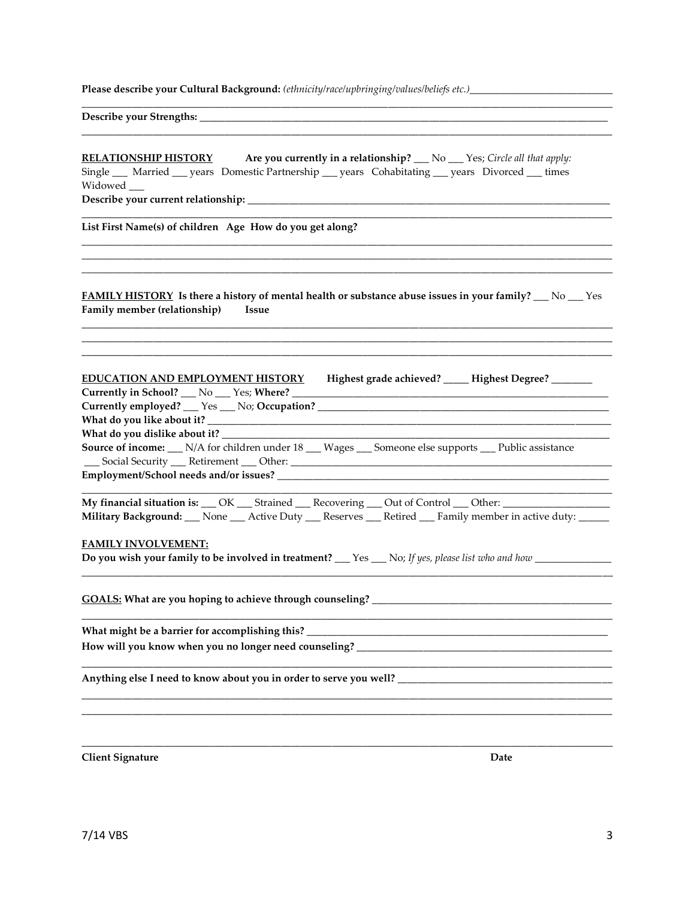**Please describe your Cultural Background:** *(ethnicity/race/upbringing/values/beliefs etc.)*___________________________

_____________________________________________________________________________________________

**Describe your Strengths:** _______________________________________________________________________

_____________________________________________________________________________________________

**RELATIONSHIP HISTORY** **Are you currently in a relationship?** ___ No ___ Yes; *Circle all that apply:*
Single ___ Married ___ years Domestic Partnership ___ years Cohabitating ___ years Divorced ___ times
Widowed ___

**Describe your current relationship:** ___________________________________________________________

_____________________________________________________________________________________________

**List First Name(s) of children Age How do you get along?**

_____________________________________________________________________________________________

_____________________________________________________________________________________________

_____________________________________________________________________________________________

**FAMILY HISTORY** **Is there a history of mental health or substance abuse issues in your family?** ___ No ___ Yes
**Family member (relationship) Issue**

_____________________________________________________________________________________________

_____________________________________________________________________________________________

_____________________________________________________________________________________________

**EDUCATION AND EMPLOYMENT HISTORY** **Highest grade achieved?** _____ **Highest Degree?** ________
**Currently in School?** ___ No ___ Yes; **Where?** ____________________________________________________
**Currently employed?** ___ Yes ___ No; **Occupation?** ________________________________________________
**What do you like about it?** ____________________________________________________________________
**What do you dislike about it?** __________________________________________________________________
**Source of income:** ___ N/A for children under 18 ___ Wages ___ Someone else supports ___ Public assistance
___ Social Security ___ Retirement ___ Other: ________________________________________________________
**Employment/School needs and/or issues?** _________________________________________________________

_____________________________________________________________________________________________

**My financial situation is:** ___ OK ___ Strained ___ Recovering ___ Out of Control ___ Other: ___________________
**Military Background:** ___ None ___ Active Duty ___ Reserves ___ Retired ___ Family member in active duty: ______

**FAMILY INVOLVEMENT:**
**Do you wish your family to be involved in treatment?** ___ Yes ___ No; *If yes, please list who and how* ______________

_____________________________________________________________________________________________

**GOALS: What are you hoping to achieve through counseling?** _________________________________________

_____________________________________________________________________________________________

**What might be a barrier for accomplishing this?** ____________________________________________________
**How will you know when you no longer need counseling?** _____________________________________________

_____________________________________________________________________________________________

**Anything else I need to know about you in order to serve you well?** _____________________________________

_____________________________________________________________________________________________

_____________________________________________________________________________________________

_____________________________________________________________________________________________

**Client Signature** **Date**

7/14 VBS